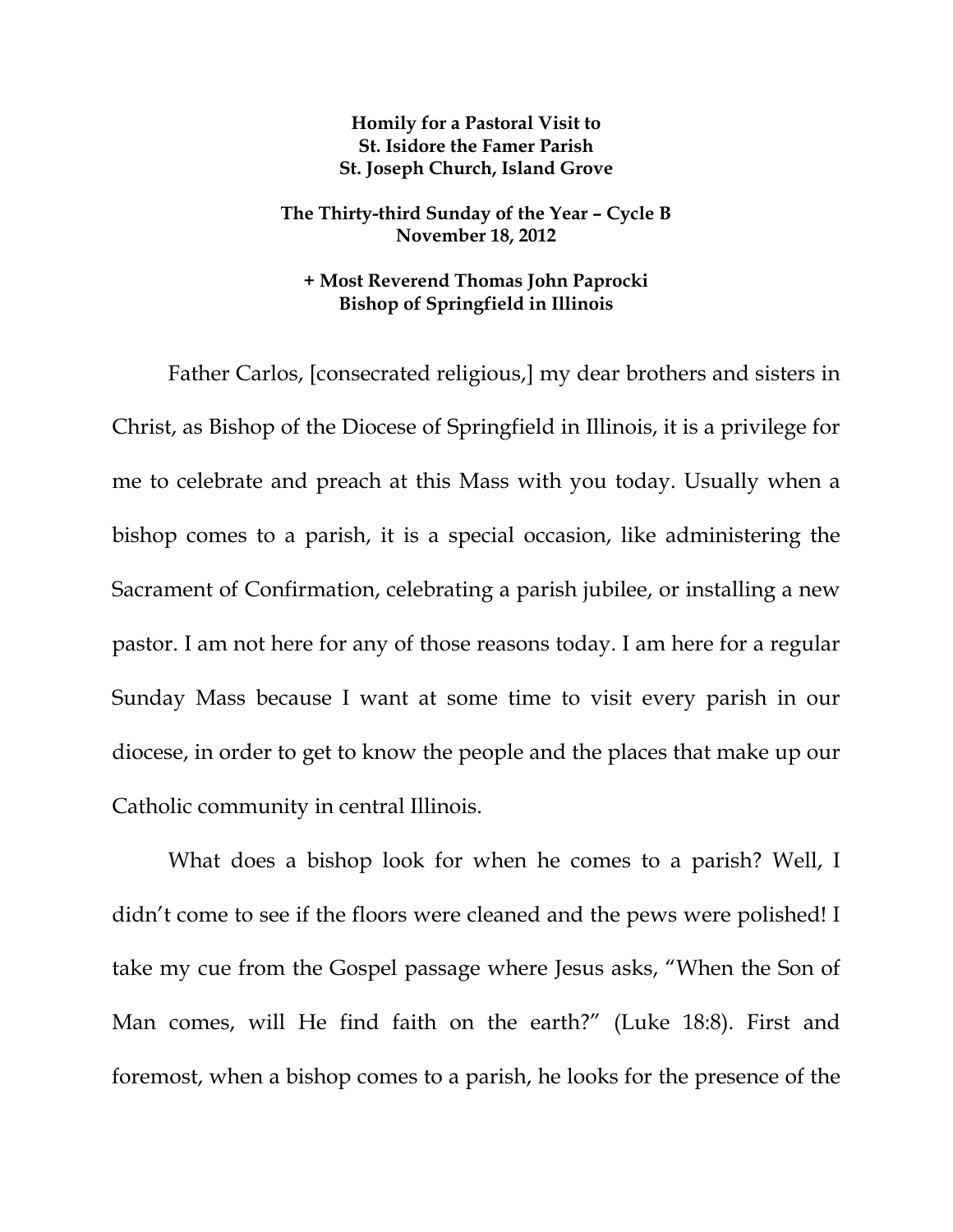**Homily for a Pastoral Visit to**
**St. Isidore the Famer Parish**
**St. Joseph Church, Island Grove**

**The Thirty-third Sunday of the Year – Cycle B**
**November 18, 2012**

**+ Most Reverend Thomas John Paprocki**
**Bishop of Springfield in Illinois**

Father Carlos, [consecrated religious,] my dear brothers and sisters in Christ, as Bishop of the Diocese of Springfield in Illinois, it is a privilege for me to celebrate and preach at this Mass with you today. Usually when a bishop comes to a parish, it is a special occasion, like administering the Sacrament of Confirmation, celebrating a parish jubilee, or installing a new pastor. I am not here for any of those reasons today. I am here for a regular Sunday Mass because I want at some time to visit every parish in our diocese, in order to get to know the people and the places that make up our Catholic community in central Illinois.

What does a bishop look for when he comes to a parish? Well, I didn't come to see if the floors were cleaned and the pews were polished! I take my cue from the Gospel passage where Jesus asks, "When the Son of Man comes, will He find faith on the earth?" (Luke 18:8). First and foremost, when a bishop comes to a parish, he looks for the presence of the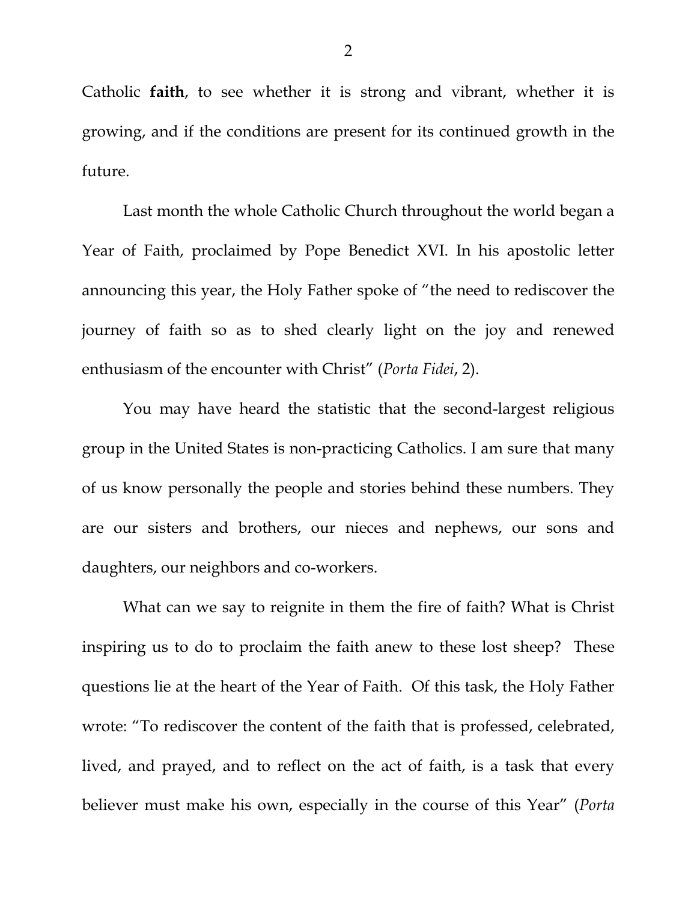Catholic **faith**, to see whether it is strong and vibrant, whether it is growing, and if the conditions are present for its continued growth in the future.

Last month the whole Catholic Church throughout the world began a Year of Faith, proclaimed by Pope Benedict XVI. In his apostolic letter announcing this year, the Holy Father spoke of "the need to rediscover the journey of faith so as to shed clearly light on the joy and renewed enthusiasm of the encounter with Christ" (*Porta Fidei*, 2).

You may have heard the statistic that the second-largest religious group in the United States is non-practicing Catholics. I am sure that many of us know personally the people and stories behind these numbers. They are our sisters and brothers, our nieces and nephews, our sons and daughters, our neighbors and co-workers.

What can we say to reignite in them the fire of faith? What is Christ inspiring us to do to proclaim the faith anew to these lost sheep? These questions lie at the heart of the Year of Faith. Of this task, the Holy Father wrote: "To rediscover the content of the faith that is professed, celebrated, lived, and prayed, and to reflect on the act of faith, is a task that every believer must make his own, especially in the course of this Year" (*Porta*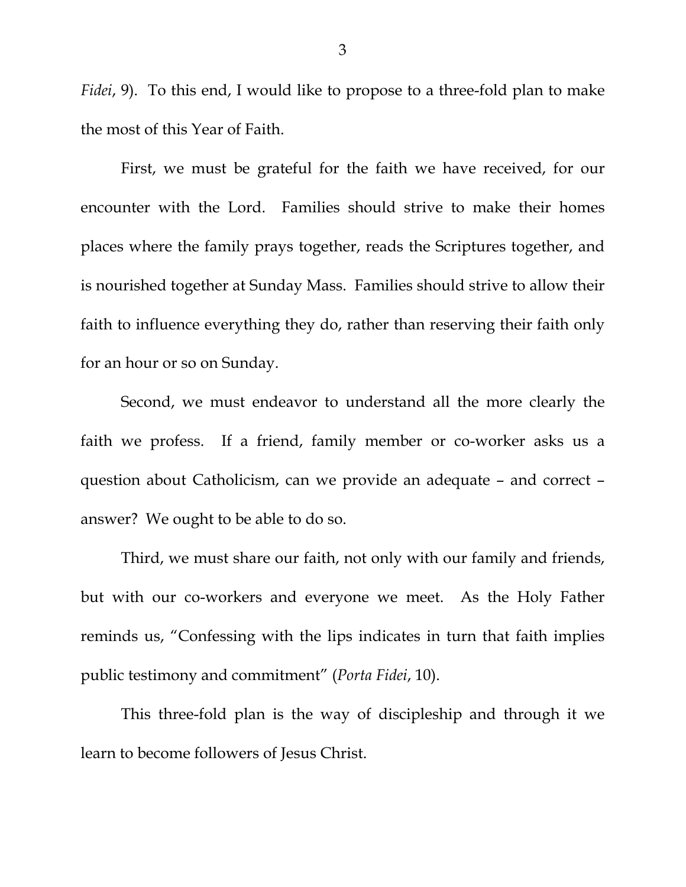*Fidei*, 9). To this end, I would like to propose to a three-fold plan to make the most of this Year of Faith.

First, we must be grateful for the faith we have received, for our encounter with the Lord. Families should strive to make their homes places where the family prays together, reads the Scriptures together, and is nourished together at Sunday Mass. Families should strive to allow their faith to influence everything they do, rather than reserving their faith only for an hour or so on Sunday.

Second, we must endeavor to understand all the more clearly the faith we profess. If a friend, family member or co-worker asks us a question about Catholicism, can we provide an adequate – and correct – answer? We ought to be able to do so.

Third, we must share our faith, not only with our family and friends, but with our co-workers and everyone we meet. As the Holy Father reminds us, "Confessing with the lips indicates in turn that faith implies public testimony and commitment" (*Porta Fidei*, 10).

This three-fold plan is the way of discipleship and through it we learn to become followers of Jesus Christ.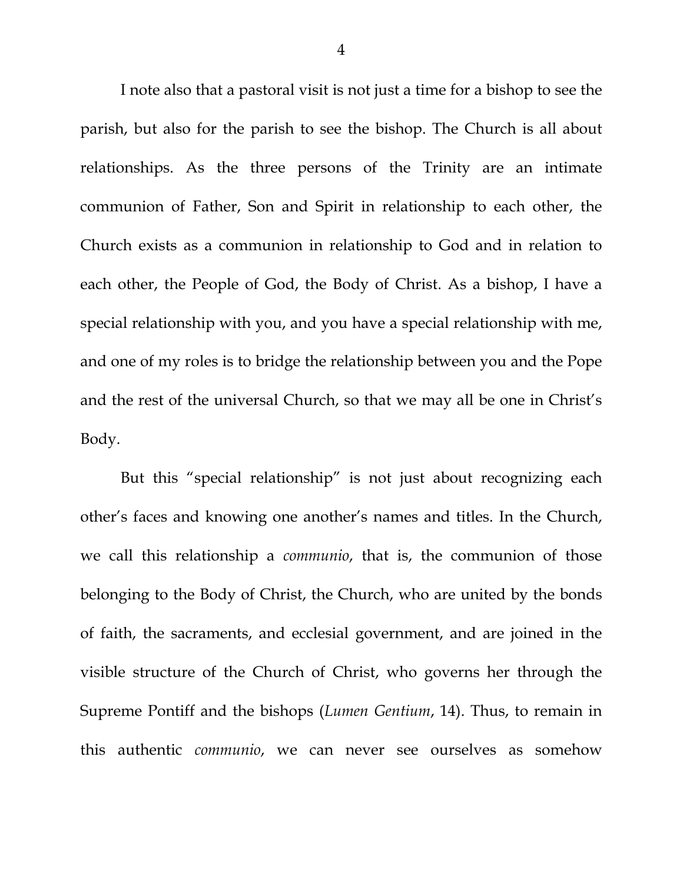I note also that a pastoral visit is not just a time for a bishop to see the parish, but also for the parish to see the bishop. The Church is all about relationships. As the three persons of the Trinity are an intimate communion of Father, Son and Spirit in relationship to each other, the Church exists as a communion in relationship to God and in relation to each other, the People of God, the Body of Christ. As a bishop, I have a special relationship with you, and you have a special relationship with me, and one of my roles is to bridge the relationship between you and the Pope and the rest of the universal Church, so that we may all be one in Christ's Body.

But this "special relationship" is not just about recognizing each other's faces and knowing one another's names and titles. In the Church, we call this relationship a *communio*, that is, the communion of those belonging to the Body of Christ, the Church, who are united by the bonds of faith, the sacraments, and ecclesial government, and are joined in the visible structure of the Church of Christ, who governs her through the Supreme Pontiff and the bishops (*Lumen Gentium*, 14). Thus, to remain in this authentic *communio*, we can never see ourselves as somehow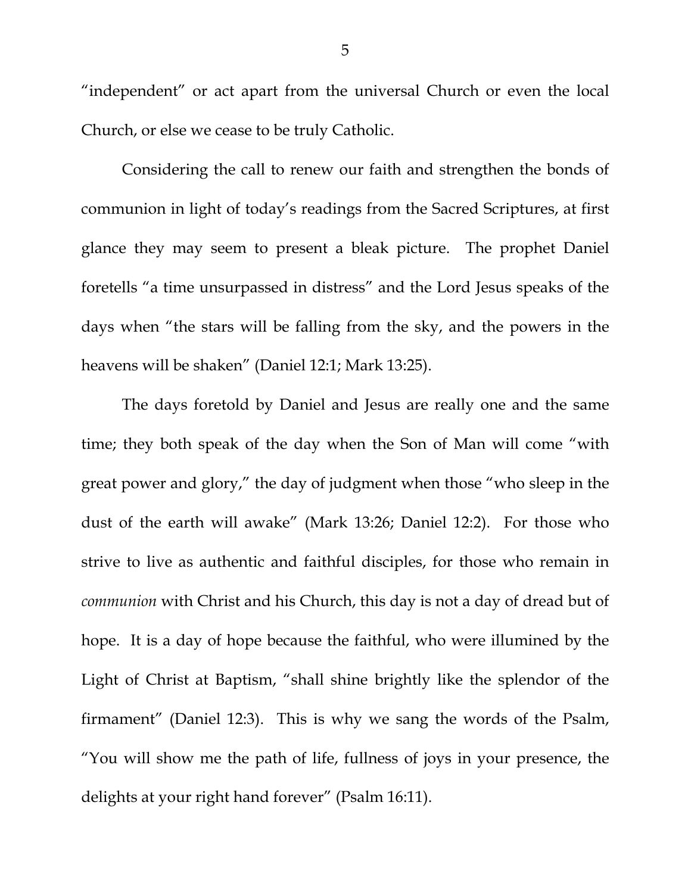"independent" or act apart from the universal Church or even the local Church, or else we cease to be truly Catholic.

Considering the call to renew our faith and strengthen the bonds of communion in light of today's readings from the Sacred Scriptures, at first glance they may seem to present a bleak picture. The prophet Daniel foretells "a time unsurpassed in distress" and the Lord Jesus speaks of the days when "the stars will be falling from the sky, and the powers in the heavens will be shaken" (Daniel 12:1; Mark 13:25).

The days foretold by Daniel and Jesus are really one and the same time; they both speak of the day when the Son of Man will come "with great power and glory," the day of judgment when those "who sleep in the dust of the earth will awake" (Mark 13:26; Daniel 12:2). For those who strive to live as authentic and faithful disciples, for those who remain in *communion* with Christ and his Church, this day is not a day of dread but of hope. It is a day of hope because the faithful, who were illumined by the Light of Christ at Baptism, "shall shine brightly like the splendor of the firmament" (Daniel 12:3). This is why we sang the words of the Psalm, "You will show me the path of life, fullness of joys in your presence, the delights at your right hand forever" (Psalm 16:11).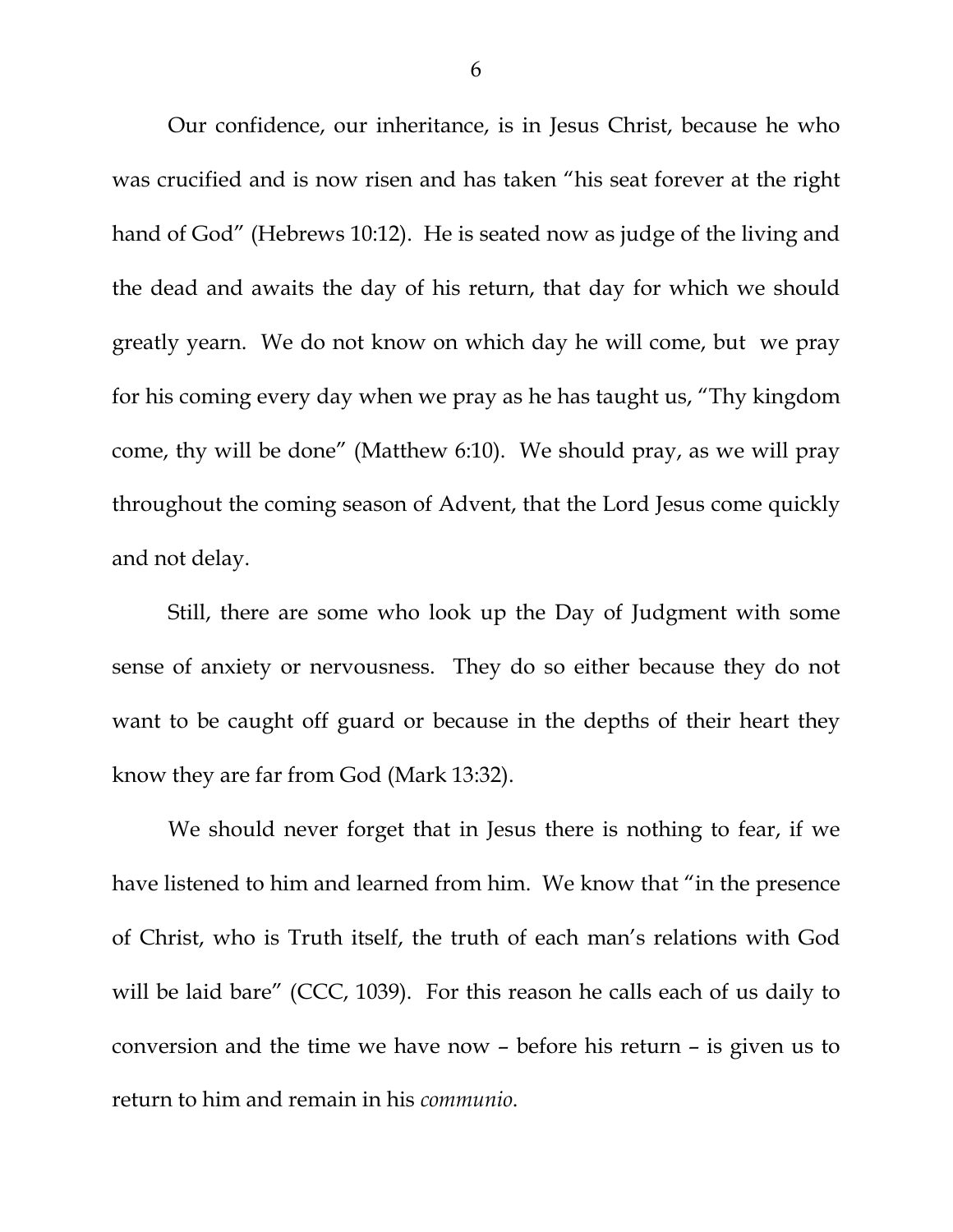Our confidence, our inheritance, is in Jesus Christ, because he who was crucified and is now risen and has taken "his seat forever at the right hand of God" (Hebrews 10:12). He is seated now as judge of the living and the dead and awaits the day of his return, that day for which we should greatly yearn. We do not know on which day he will come, but we pray for his coming every day when we pray as he has taught us, "Thy kingdom come, thy will be done" (Matthew 6:10). We should pray, as we will pray throughout the coming season of Advent, that the Lord Jesus come quickly and not delay.

Still, there are some who look up the Day of Judgment with some sense of anxiety or nervousness. They do so either because they do not want to be caught off guard or because in the depths of their heart they know they are far from God (Mark 13:32).

We should never forget that in Jesus there is nothing to fear, if we have listened to him and learned from him. We know that "in the presence of Christ, who is Truth itself, the truth of each man's relations with God will be laid bare" (CCC, 1039). For this reason he calls each of us daily to conversion and the time we have now – before his return – is given us to return to him and remain in his *communio*.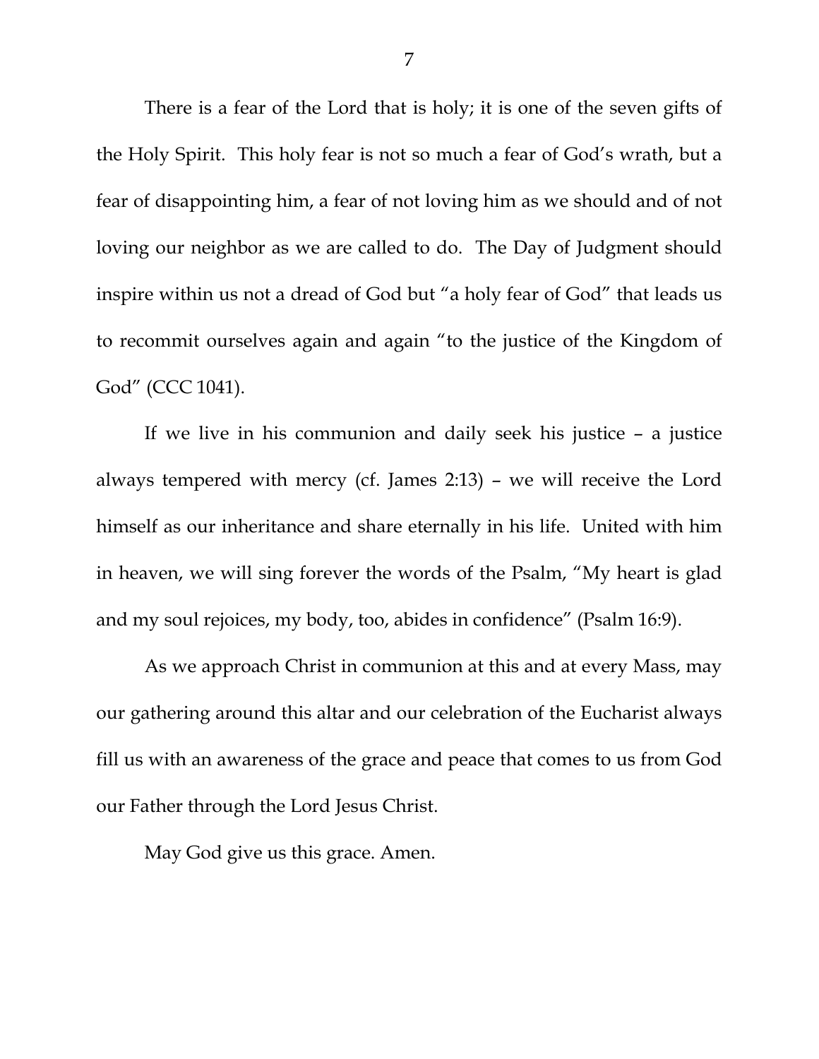There is a fear of the Lord that is holy; it is one of the seven gifts of the Holy Spirit. This holy fear is not so much a fear of God's wrath, but a fear of disappointing him, a fear of not loving him as we should and of not loving our neighbor as we are called to do. The Day of Judgment should inspire within us not a dread of God but "a holy fear of God" that leads us to recommit ourselves again and again "to the justice of the Kingdom of God" (CCC 1041).

If we live in his communion and daily seek his justice – a justice always tempered with mercy (cf. James 2:13) – we will receive the Lord himself as our inheritance and share eternally in his life. United with him in heaven, we will sing forever the words of the Psalm, "My heart is glad and my soul rejoices, my body, too, abides in confidence" (Psalm 16:9).

As we approach Christ in communion at this and at every Mass, may our gathering around this altar and our celebration of the Eucharist always fill us with an awareness of the grace and peace that comes to us from God our Father through the Lord Jesus Christ.

May God give us this grace. Amen.